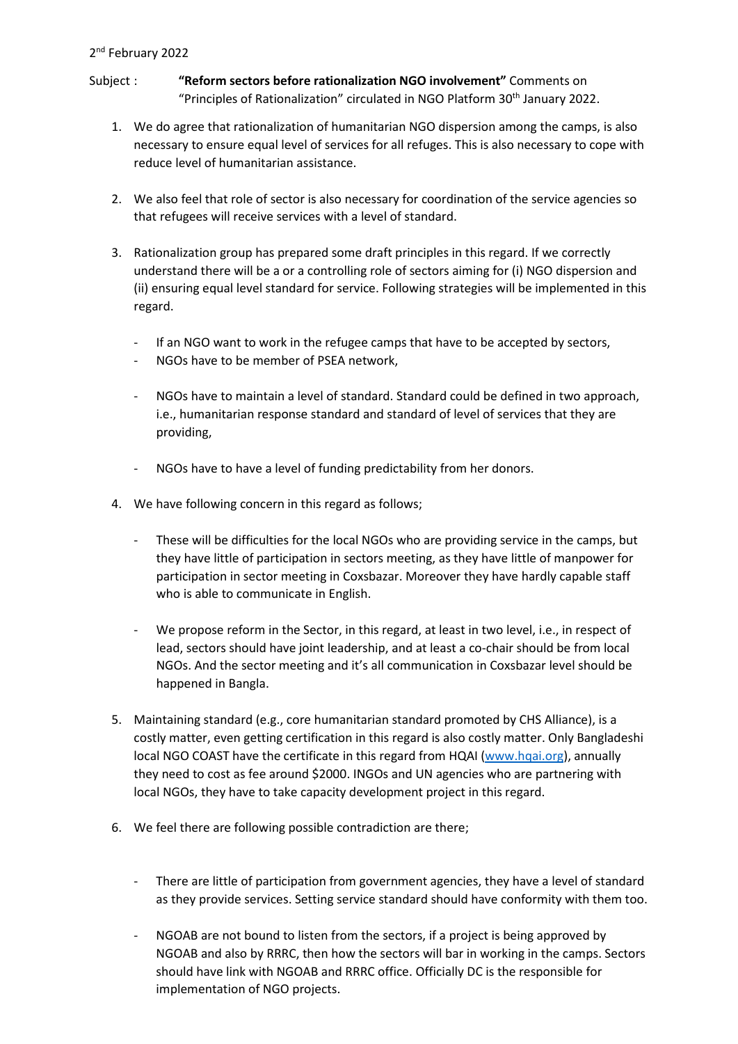2nd February 2022

Subject : **"Reform sectors before rationalization NGO involvement"** Comments on "Principles of Rationalization" circulated in NGO Platform 30th January 2022.

1. We do agree that rationalization of humanitarian NGO dispersion among the camps, is also necessary to ensure equal level of services for all refuges. This is also necessary to cope with reduce level of humanitarian assistance.

2. We also feel that role of sector is also necessary for coordination of the service agencies so that refugees will receive services with a level of standard.

3. Rationalization group has prepared some draft principles in this regard. If we correctly understand there will be a or a controlling role of sectors aiming for (i) NGO dispersion and (ii) ensuring equal level standard for service. Following strategies will be implemented in this regard.

   - If an NGO want to work in the refugee camps that have to be accepted by sectors,
   - NGOs have to be member of PSEA network,
   - NGOs have to maintain a level of standard. Standard could be defined in two approach, i.e., humanitarian response standard and standard of level of services that they are providing,
   - NGOs have to have a level of funding predictability from her donors.

4. We have following concern in this regard as follows;

   - These will be difficulties for the local NGOs who are providing service in the camps, but they have little of participation in sectors meeting, as they have little of manpower for participation in sector meeting in Coxsbazar. Moreover they have hardly capable staff who is able to communicate in English.
   - We propose reform in the Sector, in this regard, at least in two level, i.e., in respect of lead, sectors should have joint leadership, and at least a co-chair should be from local NGOs. And the sector meeting and it's all communication in Coxsbazar level should be happened in Bangla.

5. Maintaining standard (e.g., core humanitarian standard promoted by CHS Alliance), is a costly matter, even getting certification in this regard is also costly matter. Only Bangladeshi local NGO COAST have the certificate in this regard from HQAI (www.hqai.org), annually they need to cost as fee around $2000. INGOs and UN agencies who are partnering with local NGOs, they have to take capacity development project in this regard.

6. We feel there are following possible contradiction are there;

   - There are little of participation from government agencies, they have a level of standard as they provide services. Setting service standard should have conformity with them too.
   - NGOAB are not bound to listen from the sectors, if a project is being approved by NGOAB and also by RRRC, then how the sectors will bar in working in the camps. Sectors should have link with NGOAB and RRRC office. Officially DC is the responsible for implementation of NGO projects.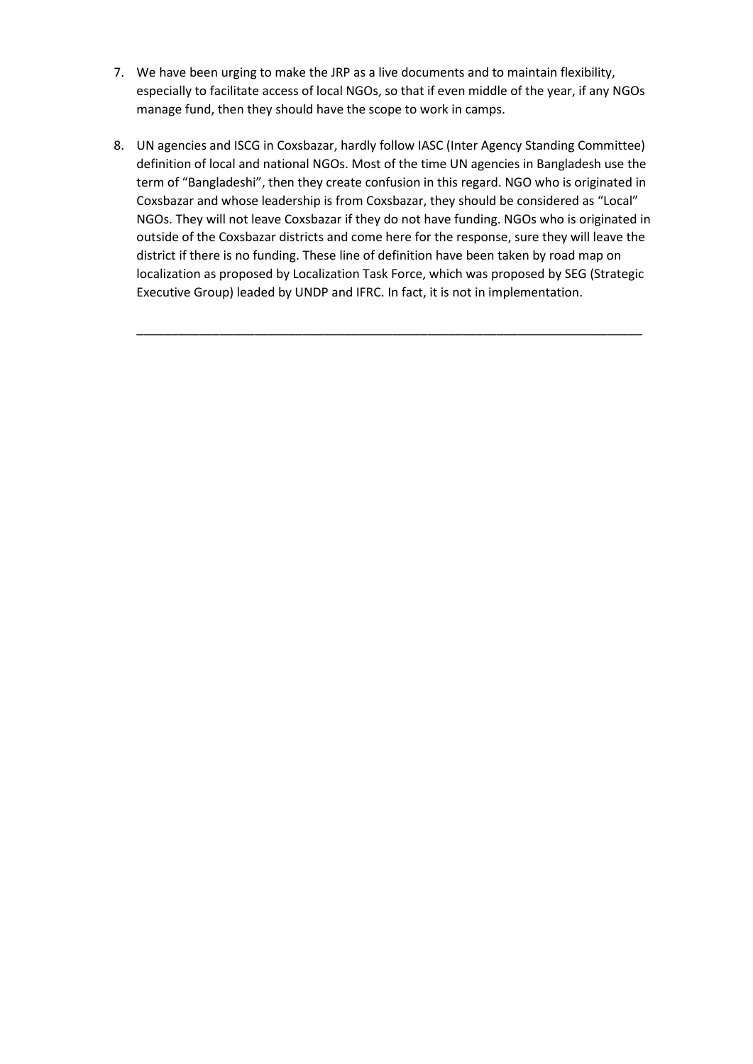7. We have been urging to make the JRP as a live documents and to maintain flexibility, especially to facilitate access of local NGOs, so that if even middle of the year, if any NGOs manage fund, then they should have the scope to work in camps.

8. UN agencies and ISCG in Coxsbazar, hardly follow IASC (Inter Agency Standing Committee) definition of local and national NGOs. Most of the time UN agencies in Bangladesh use the term of "Bangladeshi", then they create confusion in this regard. NGO who is originated in Coxsbazar and whose leadership is from Coxsbazar, they should be considered as "Local" NGOs. They will not leave Coxsbazar if they do not have funding. NGOs who is originated in outside of the Coxsbazar districts and come here for the response, sure they will leave the district if there is no funding. These line of definition have been taken by road map on localization as proposed by Localization Task Force, which was proposed by SEG (Strategic Executive Group) leaded by UNDP and IFRC. In fact, it is not in implementation.

---